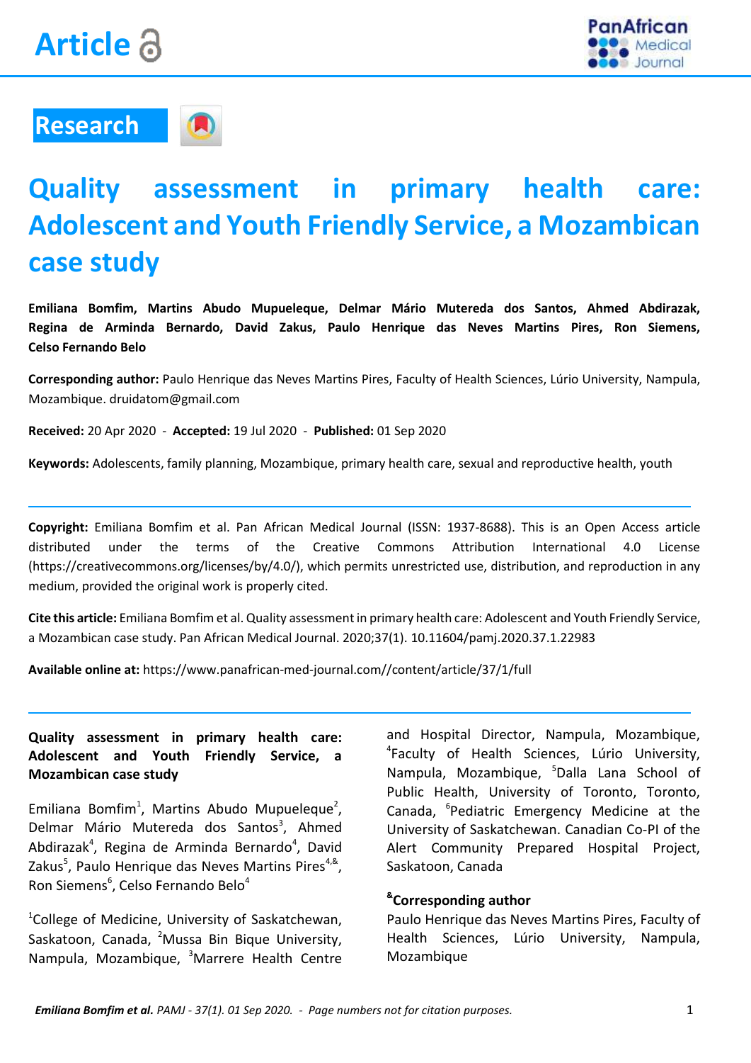Article

**Research**

# Quality assessment in primary health care: Adolescent and Youth Friendly Service, a Mozambican case study

**Emiliana Bomfim, Martins Abudo Mupueleque, Delmar Mário Mutereda dos Santos, Ahmed Abdirazak, Regina de Arminda Bernardo, David Zakus, Paulo Henrique das Neves Martins Pires, Ron Siemens, Celso Fernando Belo**

**Corresponding author:** Paulo Henrique das Neves Martins Pires, Faculty of Health Sciences, Lúrio University, Nampula, Mozambique. druidatom@gmail.com

**Received:** 20 Apr 2020 - **Accepted:** 19 Jul 2020 - **Published:** 01 Sep 2020

**Keywords:** Adolescents, family planning, Mozambique, primary health care, sexual and reproductive health, youth

---

**Copyright:** Emiliana Bomfim et al. Pan African Medical Journal (ISSN: 1937-8688). This is an Open Access article distributed under the terms of the Creative Commons Attribution International 4.0 License (https://creativecommons.org/licenses/by/4.0/), which permits unrestricted use, distribution, and reproduction in any medium, provided the original work is properly cited.

**Cite this article:** Emiliana Bomfim et al. Quality assessment in primary health care: Adolescent and Youth Friendly Service, a Mozambican case study. Pan African Medical Journal. 2020;37(1). 10.11604/pamj.2020.37.1.22983

**Available online at:** https://www.panafrican-med-journal.com//content/article/37/1/full

---

**Quality assessment in primary health care: Adolescent and Youth Friendly Service, a Mozambican case study**

Emiliana Bomfim[1], Martins Abudo Mupueleque[2], Delmar Mário Mutereda dos Santos[3], Ahmed Abdirazak[4], Regina de Arminda Bernardo[4], David Zakus[5], Paulo Henrique das Neves Martins Pires[4,&], Ron Siemens[6], Celso Fernando Belo[4]

[1]College of Medicine, University of Saskatchewan, Saskatoon, Canada, [2]Mussa Bin Bique University, Nampula, Mozambique, [3]Marrere Health Centre and Hospital Director, Nampula, Mozambique, [4]Faculty of Health Sciences, Lúrio University, Nampula, Mozambique, [5]Dalla Lana School of Public Health, University of Toronto, Toronto, Canada, [6]Pediatric Emergency Medicine at the University of Saskatchewan. Canadian Co-PI of the Alert Community Prepared Hospital Project, Saskatoon, Canada

**[&]Corresponding author**
Paulo Henrique das Neves Martins Pires, Faculty of Health Sciences, Lúrio University, Nampula, Mozambique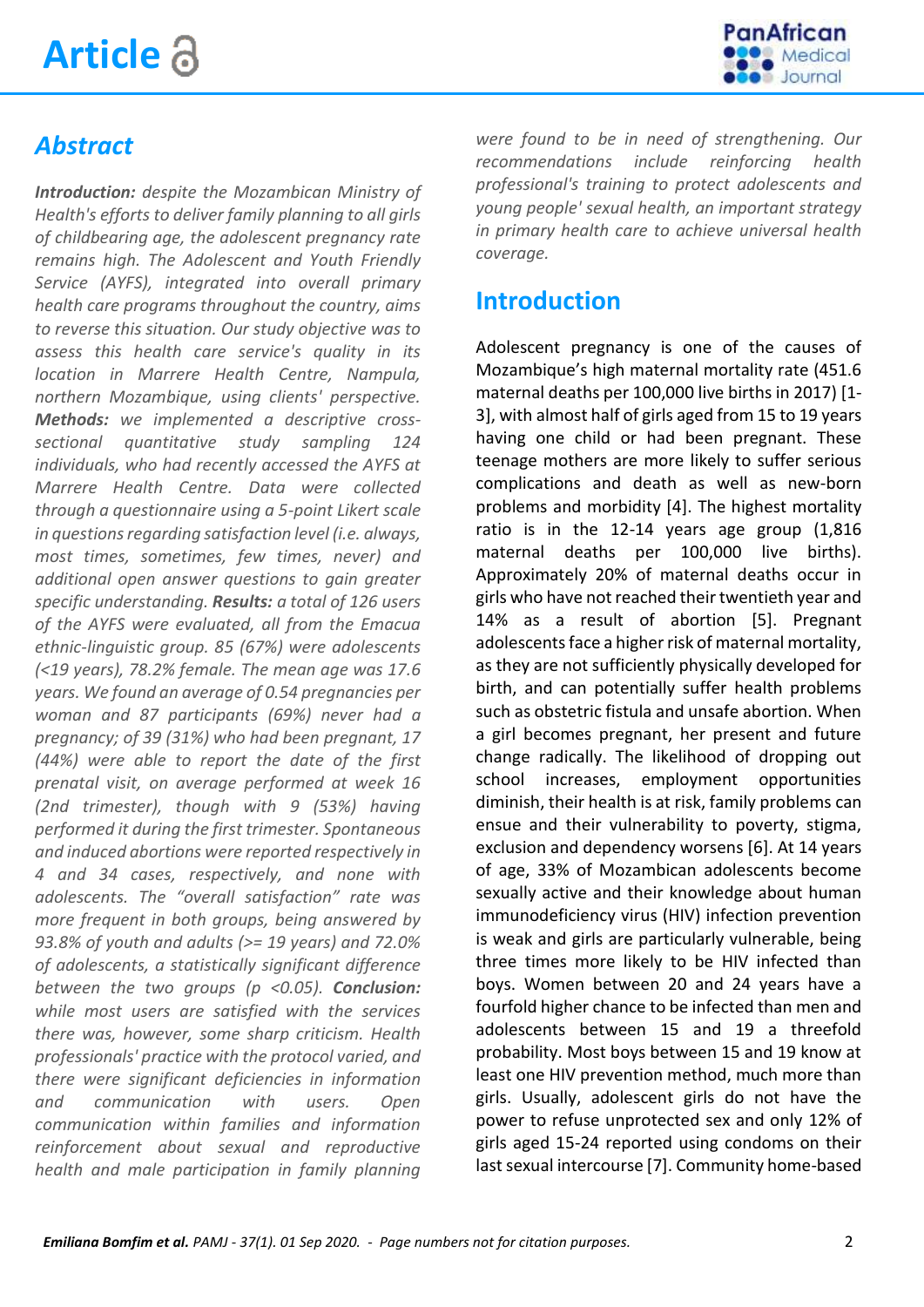## *Abstract*

***Introduction:*** *despite the Mozambican Ministry of Health's efforts to deliver family planning to all girls of childbearing age, the adolescent pregnancy rate remains high. The Adolescent and Youth Friendly Service (AYFS), integrated into overall primary health care programs throughout the country, aims to reverse this situation. Our study objective was to assess this health care service's quality in its location in Marrere Health Centre, Nampula, northern Mozambique, using clients' perspective.* ***Methods:*** *we implemented a descriptive cross-sectional quantitative study sampling 124 individuals, who had recently accessed the AYFS at Marrere Health Centre. Data were collected through a questionnaire using a 5-point Likert scale in questions regarding satisfaction level (i.e. always, most times, sometimes, few times, never) and additional open answer questions to gain greater specific understanding.* ***Results:*** *a total of 126 users of the AYFS were evaluated, all from the Emacua ethnic-linguistic group. 85 (67%) were adolescents (<19 years), 78.2% female. The mean age was 17.6 years. We found an average of 0.54 pregnancies per woman and 87 participants (69%) never had a pregnancy; of 39 (31%) who had been pregnant, 17 (44%) were able to report the date of the first prenatal visit, on average performed at week 16 (2nd trimester), though with 9 (53%) having performed it during the first trimester. Spontaneous and induced abortions were reported respectively in 4 and 34 cases, respectively, and none with adolescents. The "overall satisfaction" rate was more frequent in both groups, being answered by 93.8% of youth and adults (>= 19 years) and 72.0% of adolescents, a statistically significant difference between the two groups (p <0.05).* ***Conclusion:*** *while most users are satisfied with the services there was, however, some sharp criticism. Health professionals' practice with the protocol varied, and there were significant deficiencies in information and communication with users. Open communication within families and information reinforcement about sexual and reproductive health and male participation in family planning were found to be in need of strengthening. Our recommendations include reinforcing health professional's training to protect adolescents and young people' sexual health, an important strategy in primary health care to achieve universal health coverage.*

## Introduction

Adolescent pregnancy is one of the causes of Mozambique's high maternal mortality rate (451.6 maternal deaths per 100,000 live births in 2017) [1-3], with almost half of girls aged from 15 to 19 years having one child or had been pregnant. These teenage mothers are more likely to suffer serious complications and death as well as new-born problems and morbidity [4]. The highest mortality ratio is in the 12-14 years age group (1,816 maternal deaths per 100,000 live births). Approximately 20% of maternal deaths occur in girls who have not reached their twentieth year and 14% as a result of abortion [5]. Pregnant adolescents face a higher risk of maternal mortality, as they are not sufficiently physically developed for birth, and can potentially suffer health problems such as obstetric fistula and unsafe abortion. When a girl becomes pregnant, her present and future change radically. The likelihood of dropping out school increases, employment opportunities diminish, their health is at risk, family problems can ensue and their vulnerability to poverty, stigma, exclusion and dependency worsens [6]. At 14 years of age, 33% of Mozambican adolescents become sexually active and their knowledge about human immunodeficiency virus (HIV) infection prevention is weak and girls are particularly vulnerable, being three times more likely to be HIV infected than boys. Women between 20 and 24 years have a fourfold higher chance to be infected than men and adolescents between 15 and 19 a threefold probability. Most boys between 15 and 19 know at least one HIV prevention method, much more than girls. Usually, adolescent girls do not have the power to refuse unprotected sex and only 12% of girls aged 15-24 reported using condoms on their last sexual intercourse [7]. Community home-based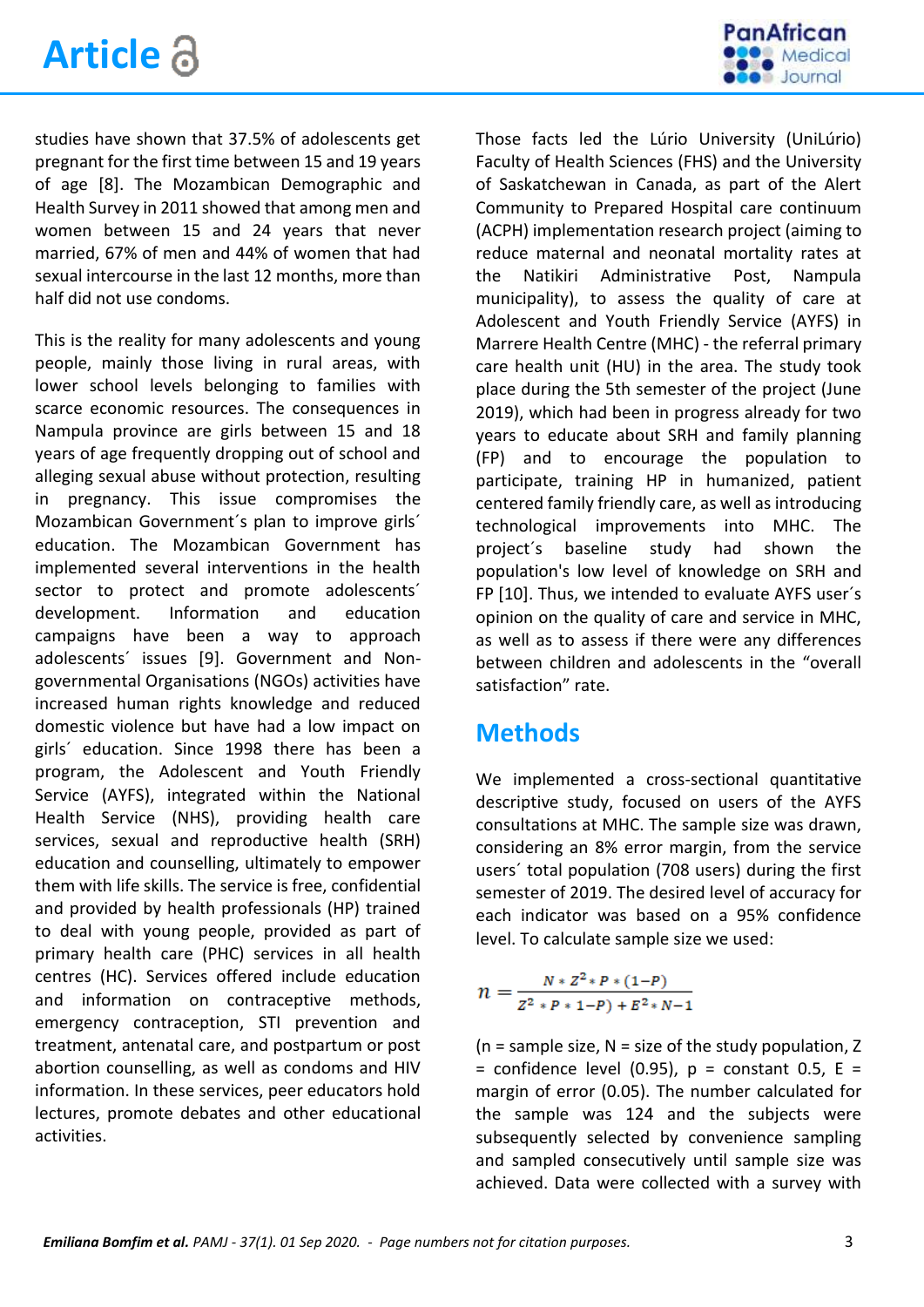studies have shown that 37.5% of adolescents get pregnant for the first time between 15 and 19 years of age [8]. The Mozambican Demographic and Health Survey in 2011 showed that among men and women between 15 and 24 years that never married, 67% of men and 44% of women that had sexual intercourse in the last 12 months, more than half did not use condoms.

This is the reality for many adolescents and young people, mainly those living in rural areas, with lower school levels belonging to families with scarce economic resources. The consequences in Nampula province are girls between 15 and 18 years of age frequently dropping out of school and alleging sexual abuse without protection, resulting in pregnancy. This issue compromises the Mozambican Government´s plan to improve girls´ education. The Mozambican Government has implemented several interventions in the health sector to protect and promote adolescents´ development. Information and education campaigns have been a way to approach adolescents´ issues [9]. Government and Non-governmental Organisations (NGOs) activities have increased human rights knowledge and reduced domestic violence but have had a low impact on girls´ education. Since 1998 there has been a program, the Adolescent and Youth Friendly Service (AYFS), integrated within the National Health Service (NHS), providing health care services, sexual and reproductive health (SRH) education and counselling, ultimately to empower them with life skills. The service is free, confidential and provided by health professionals (HP) trained to deal with young people, provided as part of primary health care (PHC) services in all health centres (HC). Services offered include education and information on contraceptive methods, emergency contraception, STI prevention and treatment, antenatal care, and postpartum or post abortion counselling, as well as condoms and HIV information. In these services, peer educators hold lectures, promote debates and other educational activities.

Those facts led the Lúrio University (UniLúrio) Faculty of Health Sciences (FHS) and the University of Saskatchewan in Canada, as part of the Alert Community to Prepared Hospital care continuum (ACPH) implementation research project (aiming to reduce maternal and neonatal mortality rates at the Natikiri Administrative Post, Nampula municipality), to assess the quality of care at Adolescent and Youth Friendly Service (AYFS) in Marrere Health Centre (MHC) - the referral primary care health unit (HU) in the area. The study took place during the 5th semester of the project (June 2019), which had been in progress already for two years to educate about SRH and family planning (FP) and to encourage the population to participate, training HP in humanized, patient centered family friendly care, as well as introducing technological improvements into MHC. The project´s baseline study had shown the population's low level of knowledge on SRH and FP [10]. Thus, we intended to evaluate AYFS user´s opinion on the quality of care and service in MHC, as well as to assess if there were any differences between children and adolescents in the "overall satisfaction" rate.

## Methods

We implemented a cross-sectional quantitative descriptive study, focused on users of the AYFS consultations at MHC. The sample size was drawn, considering an 8% error margin, from the service users´ total population (708 users) during the first semester of 2019. The desired level of accuracy for each indicator was based on a 95% confidence level. To calculate sample size we used:

$$n = \frac{N * Z^2 * P * (1-P)}{Z^2 * P * 1-P) + E^2 * N-1}$$

(n = sample size, N = size of the study population, Z = confidence level (0.95), p = constant 0.5, E = margin of error (0.05). The number calculated for the sample was 124 and the subjects were subsequently selected by convenience sampling and sampled consecutively until sample size was achieved. Data were collected with a survey with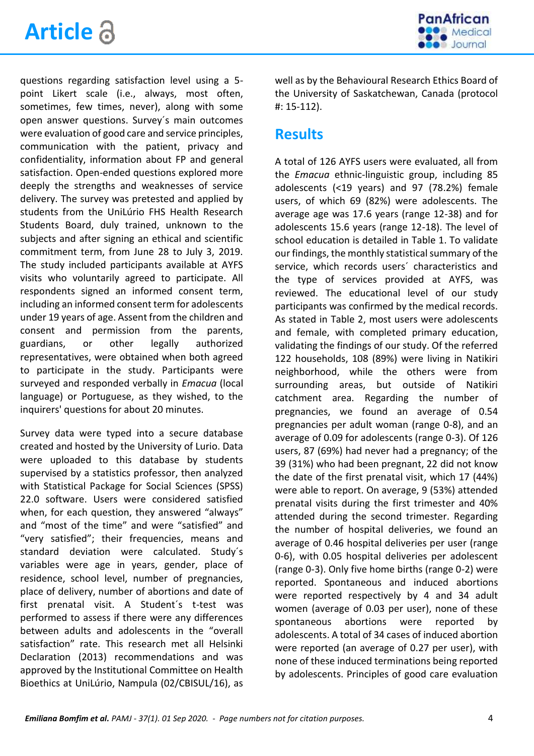questions regarding satisfaction level using a 5-point Likert scale (i.e., always, most often, sometimes, few times, never), along with some open answer questions. Survey´s main outcomes were evaluation of good care and service principles, communication with the patient, privacy and confidentiality, information about FP and general satisfaction. Open-ended questions explored more deeply the strengths and weaknesses of service delivery. The survey was pretested and applied by students from the UniLúrio FHS Health Research Students Board, duly trained, unknown to the subjects and after signing an ethical and scientific commitment term, from June 28 to July 3, 2019. The study included participants available at AYFS visits who voluntarily agreed to participate. All respondents signed an informed consent term, including an informed consent term for adolescents under 19 years of age. Assent from the children and consent and permission from the parents, guardians, or other legally authorized representatives, were obtained when both agreed to participate in the study. Participants were surveyed and responded verbally in *Emacua* (local language) or Portuguese, as they wished, to the inquirers' questions for about 20 minutes.

Survey data were typed into a secure database created and hosted by the University of Lurio. Data were uploaded to this database by students supervised by a statistics professor, then analyzed with Statistical Package for Social Sciences (SPSS) 22.0 software. Users were considered satisfied when, for each question, they answered "always" and "most of the time" and were "satisfied" and "very satisfied"; their frequencies, means and standard deviation were calculated. Study´s variables were age in years, gender, place of residence, school level, number of pregnancies, place of delivery, number of abortions and date of first prenatal visit. A Student´s t-test was performed to assess if there were any differences between adults and adolescents in the "overall satisfaction" rate. This research met all Helsinki Declaration (2013) recommendations and was approved by the Institutional Committee on Health Bioethics at UniLúrio, Nampula (02/CBISUL/16), as well as by the Behavioural Research Ethics Board of the University of Saskatchewan, Canada (protocol #: 15-112).

## Results

A total of 126 AYFS users were evaluated, all from the *Emacua* ethnic-linguistic group, including 85 adolescents (<19 years) and 97 (78.2%) female users, of which 69 (82%) were adolescents. The average age was 17.6 years (range 12-38) and for adolescents 15.6 years (range 12-18). The level of school education is detailed in Table 1. To validate our findings, the monthly statistical summary of the service, which records users´ characteristics and the type of services provided at AYFS, was reviewed. The educational level of our study participants was confirmed by the medical records. As stated in Table 2, most users were adolescents and female, with completed primary education, validating the findings of our study. Of the referred 122 households, 108 (89%) were living in Natikiri neighborhood, while the others were from surrounding areas, but outside of Natikiri catchment area. Regarding the number of pregnancies, we found an average of 0.54 pregnancies per adult woman (range 0-8), and an average of 0.09 for adolescents (range 0-3). Of 126 users, 87 (69%) had never had a pregnancy; of the 39 (31%) who had been pregnant, 22 did not know the date of the first prenatal visit, which 17 (44%) were able to report. On average, 9 (53%) attended prenatal visits during the first trimester and 40% attended during the second trimester. Regarding the number of hospital deliveries, we found an average of 0.46 hospital deliveries per user (range 0-6), with 0.05 hospital deliveries per adolescent (range 0-3). Only five home births (range 0-2) were reported. Spontaneous and induced abortions were reported respectively by 4 and 34 adult women (average of 0.03 per user), none of these spontaneous abortions were reported by adolescents. A total of 34 cases of induced abortion were reported (an average of 0.27 per user), with none of these induced terminations being reported by adolescents. Principles of good care evaluation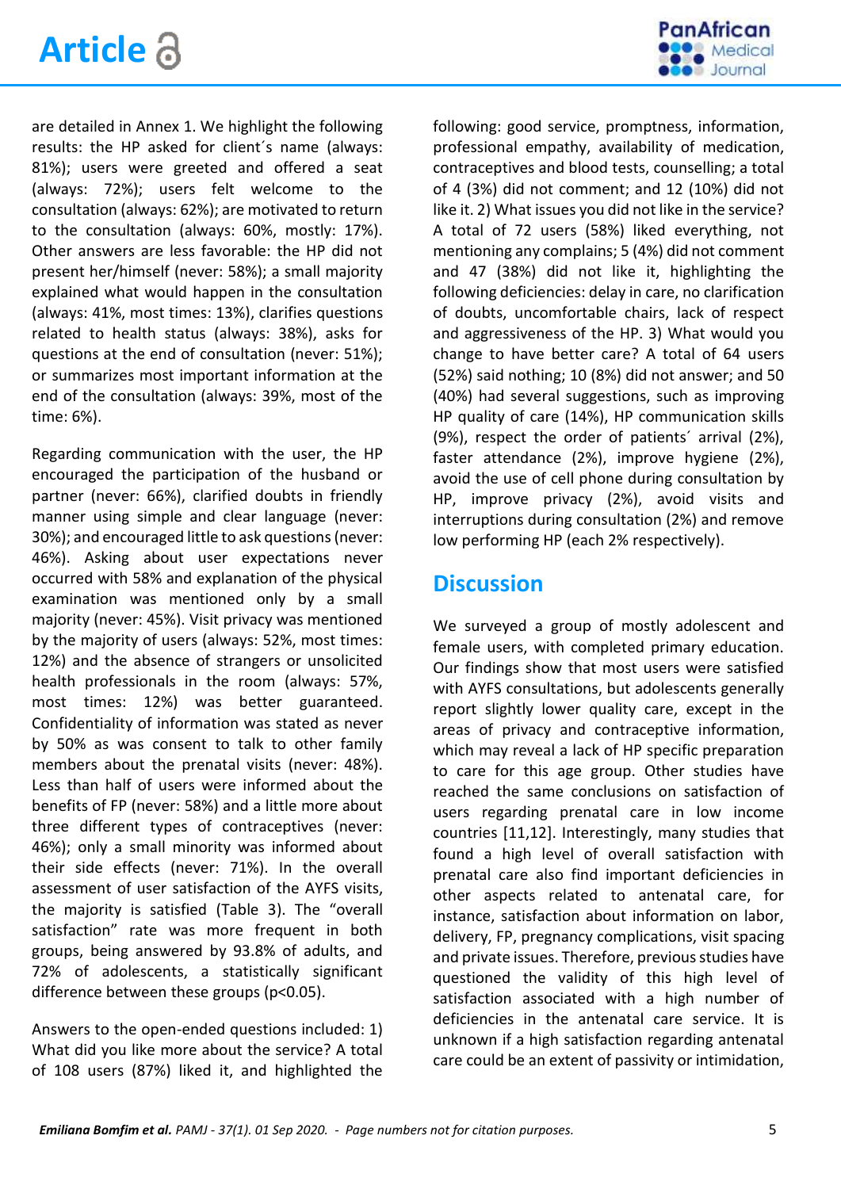are detailed in Annex 1. We highlight the following results: the HP asked for client´s name (always: 81%); users were greeted and offered a seat (always: 72%); users felt welcome to the consultation (always: 62%); are motivated to return to the consultation (always: 60%, mostly: 17%). Other answers are less favorable: the HP did not present her/himself (never: 58%); a small majority explained what would happen in the consultation (always: 41%, most times: 13%), clarifies questions related to health status (always: 38%), asks for questions at the end of consultation (never: 51%); or summarizes most important information at the end of the consultation (always: 39%, most of the time: 6%).

Regarding communication with the user, the HP encouraged the participation of the husband or partner (never: 66%), clarified doubts in friendly manner using simple and clear language (never: 30%); and encouraged little to ask questions (never: 46%). Asking about user expectations never occurred with 58% and explanation of the physical examination was mentioned only by a small majority (never: 45%). Visit privacy was mentioned by the majority of users (always: 52%, most times: 12%) and the absence of strangers or unsolicited health professionals in the room (always: 57%, most times: 12%) was better guaranteed. Confidentiality of information was stated as never by 50% as was consent to talk to other family members about the prenatal visits (never: 48%). Less than half of users were informed about the benefits of FP (never: 58%) and a little more about three different types of contraceptives (never: 46%); only a small minority was informed about their side effects (never: 71%). In the overall assessment of user satisfaction of the AYFS visits, the majority is satisfied (Table 3). The "overall satisfaction" rate was more frequent in both groups, being answered by 93.8% of adults, and 72% of adolescents, a statistically significant difference between these groups ($p<0.05$).

Answers to the open-ended questions included: 1) What did you like more about the service? A total of 108 users (87%) liked it, and highlighted the following: good service, promptness, information, professional empathy, availability of medication, contraceptives and blood tests, counselling; a total of 4 (3%) did not comment; and 12 (10%) did not like it. 2) What issues you did not like in the service? A total of 72 users (58%) liked everything, not mentioning any complains; 5 (4%) did not comment and 47 (38%) did not like it, highlighting the following deficiencies: delay in care, no clarification of doubts, uncomfortable chairs, lack of respect and aggressiveness of the HP. 3) What would you change to have better care? A total of 64 users (52%) said nothing; 10 (8%) did not answer; and 50 (40%) had several suggestions, such as improving HP quality of care (14%), HP communication skills (9%), respect the order of patients´ arrival (2%), faster attendance (2%), improve hygiene (2%), avoid the use of cell phone during consultation by HP, improve privacy (2%), avoid visits and interruptions during consultation (2%) and remove low performing HP (each 2% respectively).

## Discussion

We surveyed a group of mostly adolescent and female users, with completed primary education. Our findings show that most users were satisfied with AYFS consultations, but adolescents generally report slightly lower quality care, except in the areas of privacy and contraceptive information, which may reveal a lack of HP specific preparation to care for this age group. Other studies have reached the same conclusions on satisfaction of users regarding prenatal care in low income countries [11,12]. Interestingly, many studies that found a high level of overall satisfaction with prenatal care also find important deficiencies in other aspects related to antenatal care, for instance, satisfaction about information on labor, delivery, FP, pregnancy complications, visit spacing and private issues. Therefore, previous studies have questioned the validity of this high level of satisfaction associated with a high number of deficiencies in the antenatal care service. It is unknown if a high satisfaction regarding antenatal care could be an extent of passivity or intimidation,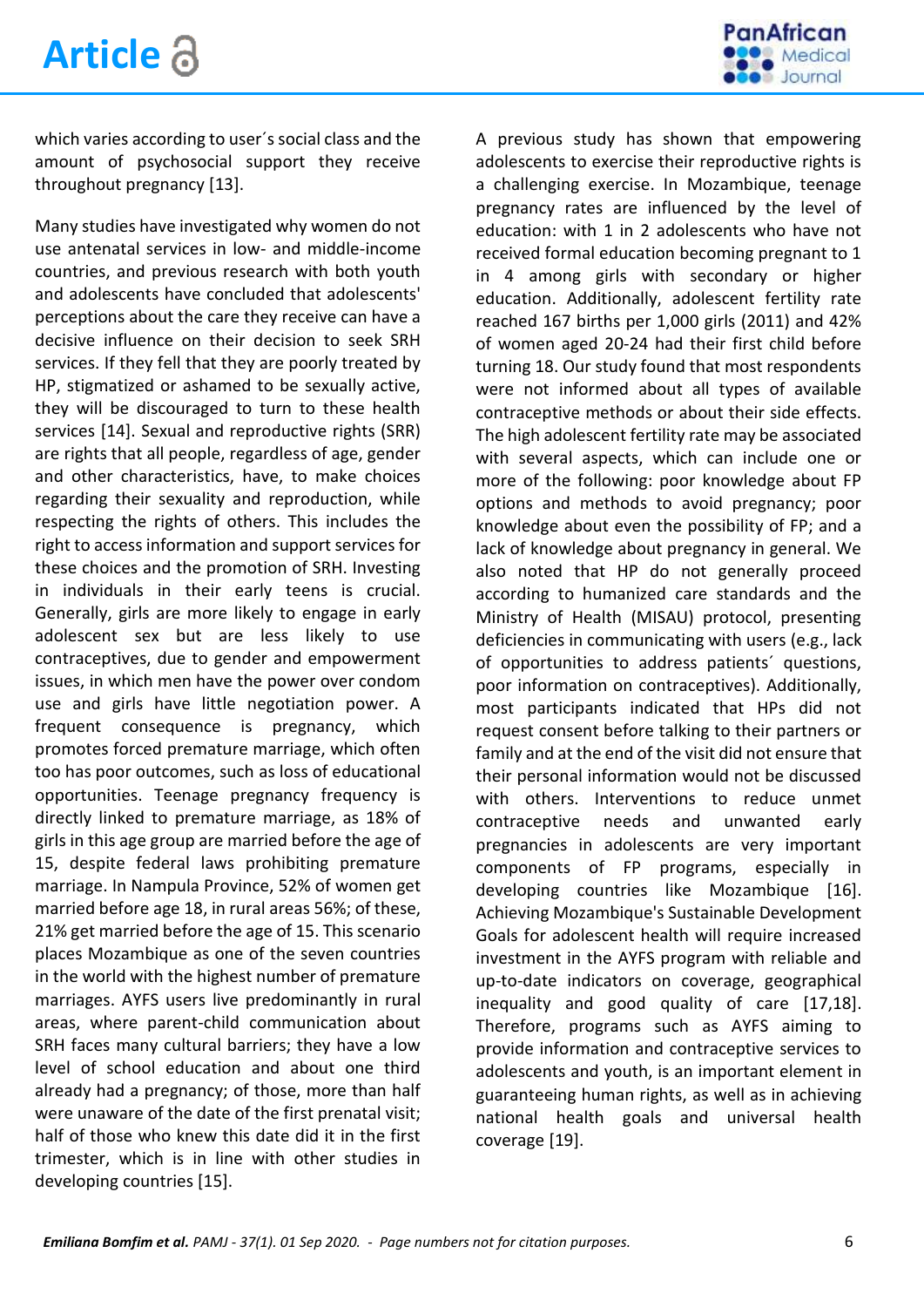which varies according to user´s social class and the amount of psychosocial support they receive throughout pregnancy [13].

Many studies have investigated why women do not use antenatal services in low- and middle-income countries, and previous research with both youth and adolescents have concluded that adolescents' perceptions about the care they receive can have a decisive influence on their decision to seek SRH services. If they fell that they are poorly treated by HP, stigmatized or ashamed to be sexually active, they will be discouraged to turn to these health services [14]. Sexual and reproductive rights (SRR) are rights that all people, regardless of age, gender and other characteristics, have, to make choices regarding their sexuality and reproduction, while respecting the rights of others. This includes the right to access information and support services for these choices and the promotion of SRH. Investing in individuals in their early teens is crucial. Generally, girls are more likely to engage in early adolescent sex but are less likely to use contraceptives, due to gender and empowerment issues, in which men have the power over condom use and girls have little negotiation power. A frequent consequence is pregnancy, which promotes forced premature marriage, which often too has poor outcomes, such as loss of educational opportunities. Teenage pregnancy frequency is directly linked to premature marriage, as 18% of girls in this age group are married before the age of 15, despite federal laws prohibiting premature marriage. In Nampula Province, 52% of women get married before age 18, in rural areas 56%; of these, 21% get married before the age of 15. This scenario places Mozambique as one of the seven countries in the world with the highest number of premature marriages. AYFS users live predominantly in rural areas, where parent-child communication about SRH faces many cultural barriers; they have a low level of school education and about one third already had a pregnancy; of those, more than half were unaware of the date of the first prenatal visit; half of those who knew this date did it in the first trimester, which is in line with other studies in developing countries [15].

A previous study has shown that empowering adolescents to exercise their reproductive rights is a challenging exercise. In Mozambique, teenage pregnancy rates are influenced by the level of education: with 1 in 2 adolescents who have not received formal education becoming pregnant to 1 in 4 among girls with secondary or higher education. Additionally, adolescent fertility rate reached 167 births per 1,000 girls (2011) and 42% of women aged 20-24 had their first child before turning 18. Our study found that most respondents were not informed about all types of available contraceptive methods or about their side effects. The high adolescent fertility rate may be associated with several aspects, which can include one or more of the following: poor knowledge about FP options and methods to avoid pregnancy; poor knowledge about even the possibility of FP; and a lack of knowledge about pregnancy in general. We also noted that HP do not generally proceed according to humanized care standards and the Ministry of Health (MISAU) protocol, presenting deficiencies in communicating with users (e.g., lack of opportunities to address patients´ questions, poor information on contraceptives). Additionally, most participants indicated that HPs did not request consent before talking to their partners or family and at the end of the visit did not ensure that their personal information would not be discussed with others. Interventions to reduce unmet contraceptive needs and unwanted early pregnancies in adolescents are very important components of FP programs, especially in developing countries like Mozambique [16]. Achieving Mozambique's Sustainable Development Goals for adolescent health will require increased investment in the AYFS program with reliable and up-to-date indicators on coverage, geographical inequality and good quality of care [17,18]. Therefore, programs such as AYFS aiming to provide information and contraceptive services to adolescents and youth, is an important element in guaranteeing human rights, as well as in achieving national health goals and universal health coverage [19].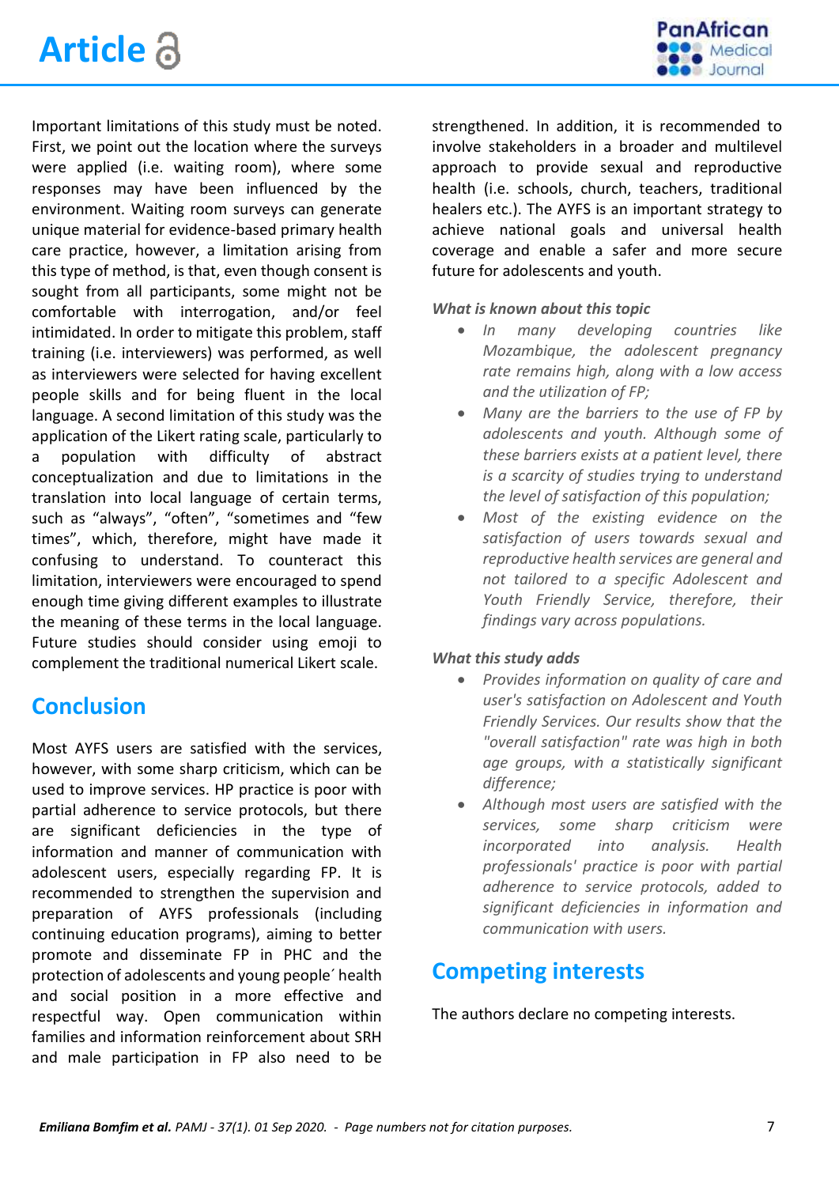Important limitations of this study must be noted. First, we point out the location where the surveys were applied (i.e. waiting room), where some responses may have been influenced by the environment. Waiting room surveys can generate unique material for evidence-based primary health care practice, however, a limitation arising from this type of method, is that, even though consent is sought from all participants, some might not be comfortable with interrogation, and/or feel intimidated. In order to mitigate this problem, staff training (i.e. interviewers) was performed, as well as interviewers were selected for having excellent people skills and for being fluent in the local language. A second limitation of this study was the application of the Likert rating scale, particularly to a population with difficulty of abstract conceptualization and due to limitations in the translation into local language of certain terms, such as "always", "often", "sometimes and "few times", which, therefore, might have made it confusing to understand. To counteract this limitation, interviewers were encouraged to spend enough time giving different examples to illustrate the meaning of these terms in the local language. Future studies should consider using emoji to complement the traditional numerical Likert scale.

## Conclusion

Most AYFS users are satisfied with the services, however, with some sharp criticism, which can be used to improve services. HP practice is poor with partial adherence to service protocols, but there are significant deficiencies in the type of information and manner of communication with adolescent users, especially regarding FP. It is recommended to strengthen the supervision and preparation of AYFS professionals (including continuing education programs), aiming to better promote and disseminate FP in PHC and the protection of adolescents and young people´ health and social position in a more effective and respectful way. Open communication within families and information reinforcement about SRH and male participation in FP also need to be strengthened. In addition, it is recommended to involve stakeholders in a broader and multilevel approach to provide sexual and reproductive health (i.e. schools, church, teachers, traditional healers etc.). The AYFS is an important strategy to achieve national goals and universal health coverage and enable a safer and more secure future for adolescents and youth.

### What is known about this topic

- *In many developing countries like Mozambique, the adolescent pregnancy rate remains high, along with a low access and the utilization of FP;*
- *Many are the barriers to the use of FP by adolescents and youth. Although some of these barriers exists at a patient level, there is a scarcity of studies trying to understand the level of satisfaction of this population;*
- *Most of the existing evidence on the satisfaction of users towards sexual and reproductive health services are general and not tailored to a specific Adolescent and Youth Friendly Service, therefore, their findings vary across populations.*

### What this study adds

- *Provides information on quality of care and user's satisfaction on Adolescent and Youth Friendly Services. Our results show that the "overall satisfaction" rate was high in both age groups, with a statistically significant difference;*
- *Although most users are satisfied with the services, some sharp criticism were incorporated into analysis. Health professionals' practice is poor with partial adherence to service protocols, added to significant deficiencies in information and communication with users.*

## Competing interests

The authors declare no competing interests.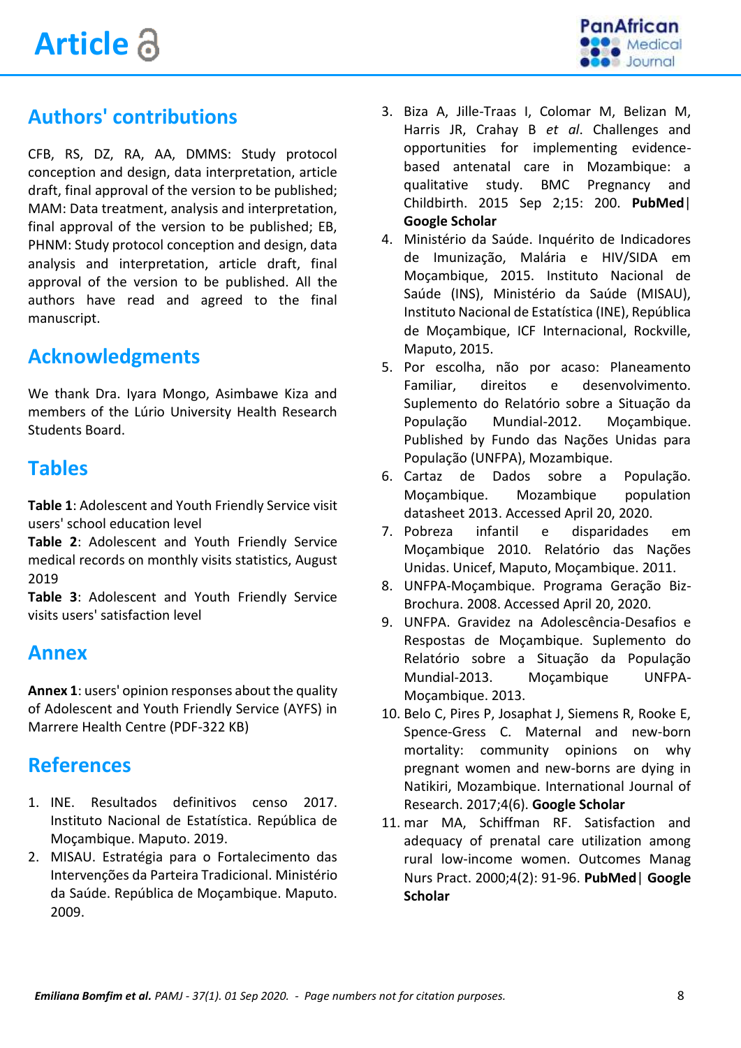## Authors' contributions

CFB, RS, DZ, RA, AA, DMMS: Study protocol conception and design, data interpretation, article draft, final approval of the version to be published; MAM: Data treatment, analysis and interpretation, final approval of the version to be published; EB, PHNM: Study protocol conception and design, data analysis and interpretation, article draft, final approval of the version to be published. All the authors have read and agreed to the final manuscript.

## Acknowledgments

We thank Dra. Iyara Mongo, Asimbawe Kiza and members of the Lúrio University Health Research Students Board.

## Tables

**Table 1**: Adolescent and Youth Friendly Service visit users' school education level
**Table 2**: Adolescent and Youth Friendly Service medical records on monthly visits statistics, August 2019
**Table 3**: Adolescent and Youth Friendly Service visits users' satisfaction level

## Annex

**Annex 1**: users' opinion responses about the quality of Adolescent and Youth Friendly Service (AYFS) in Marrere Health Centre (PDF-322 KB)

## References

1. INE. Resultados definitivos censo 2017. Instituto Nacional de Estatística. República de Moçambique. Maputo. 2019.
2. MISAU. Estratégia para o Fortalecimento das Intervenções da Parteira Tradicional. Ministério da Saúde. República de Moçambique. Maputo. 2009.
3. Biza A, Jille-Traas I, Colomar M, Belizan M, Harris JR, Crahay B *et al*. Challenges and opportunities for implementing evidence-based antenatal care in Mozambique: a qualitative study. BMC Pregnancy and Childbirth. 2015 Sep 2;15: 200. **PubMed**| **Google Scholar**
4. Ministério da Saúde. Inquérito de Indicadores de Imunização, Malária e HIV/SIDA em Moçambique, 2015. Instituto Nacional de Saúde (INS), Ministério da Saúde (MISAU), Instituto Nacional de Estatística (INE), República de Moçambique, ICF Internacional, Rockville, Maputo, 2015.
5. Por escolha, não por acaso: Planeamento Familiar, direitos e desenvolvimento. Suplemento do Relatório sobre a Situação da População Mundial-2012. Moçambique. Published by Fundo das Nações Unidas para População (UNFPA), Mozambique.
6. Cartaz de Dados sobre a População. Moçambique. Mozambique population datasheet 2013. Accessed April 20, 2020.
7. Pobreza infantil e disparidades em Moçambique 2010. Relatório das Nações Unidas. Unicef, Maputo, Moçambique. 2011.
8. UNFPA-Moçambique. Programa Geração Biz-Brochura. 2008. Accessed April 20, 2020.
9. UNFPA. Gravidez na Adolescência-Desafios e Respostas de Moçambique. Suplemento do Relatório sobre a Situação da População Mundial-2013. Moçambique UNFPA-Moçambique. 2013.
10. Belo C, Pires P, Josaphat J, Siemens R, Rooke E, Spence-Gress C. Maternal and new-born mortality: community opinions on why pregnant women and new-borns are dying in Natikiri, Mozambique. International Journal of Research. 2017;4(6). **Google Scholar**
11. mar MA, Schiffman RF. Satisfaction and adequacy of prenatal care utilization among rural low-income women. Outcomes Manag Nurs Pract. 2000;4(2): 91-96. **PubMed**| **Google Scholar**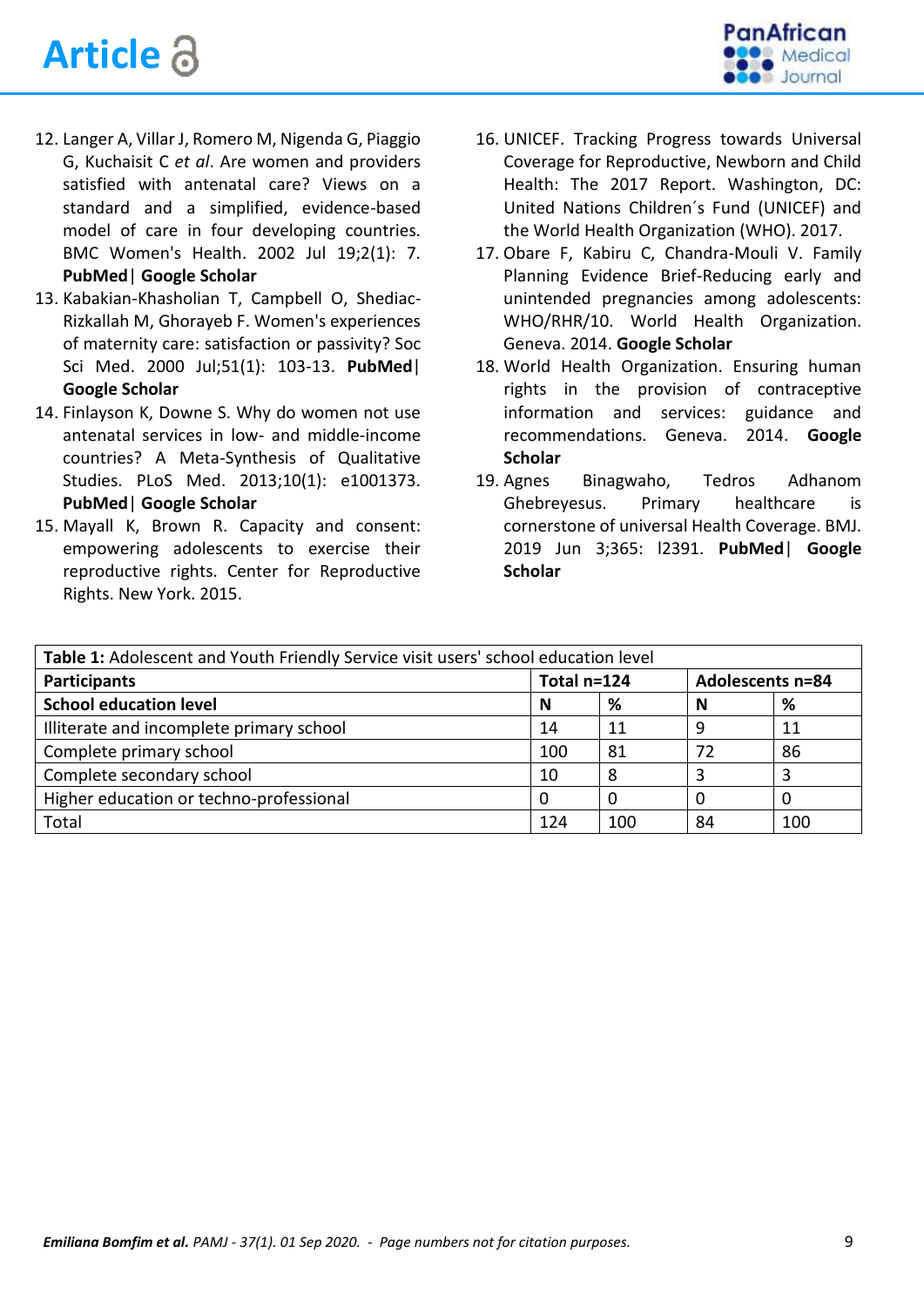12. Langer A, Villar J, Romero M, Nigenda G, Piaggio G, Kuchaisit C *et al*. Are women and providers satisfied with antenatal care? Views on a standard and a simplified, evidence-based model of care in four developing countries. BMC Women's Health. 2002 Jul 19;2(1): 7. **PubMed** | **Google Scholar**
13. Kabakian-Khasholian T, Campbell O, Shediac-Rizkallah M, Ghorayeb F. Women's experiences of maternity care: satisfaction or passivity? Soc Sci Med. 2000 Jul;51(1): 103-13. **PubMed** | **Google Scholar**
14. Finlayson K, Downe S. Why do women not use antenatal services in low- and middle-income countries? A Meta-Synthesis of Qualitative Studies. PLoS Med. 2013;10(1): e1001373. **PubMed** | **Google Scholar**
15. Mayall K, Brown R. Capacity and consent: empowering adolescents to exercise their reproductive rights. Center for Reproductive Rights. New York. 2015.
16. UNICEF. Tracking Progress towards Universal Coverage for Reproductive, Newborn and Child Health: The 2017 Report. Washington, DC: United Nations Children´s Fund (UNICEF) and the World Health Organization (WHO). 2017.
17. Obare F, Kabiru C, Chandra-Mouli V. Family Planning Evidence Brief-Reducing early and unintended pregnancies among adolescents: WHO/RHR/10. World Health Organization. Geneva. 2014. **Google Scholar**
18. World Health Organization. Ensuring human rights in the provision of contraceptive information and services: guidance and recommendations. Geneva. 2014. **Google Scholar**
19. Agnes Binagwaho, Tedros Adhanom Ghebreyesus. Primary healthcare is cornerstone of universal Health Coverage. BMJ. 2019 Jun 3;365: l2391. **PubMed** | **Google Scholar**

**Table 1:** Adolescent and Youth Friendly Service visit users' school education level

| **Participants** | **Total n=124** | | **Adolescents n=84** | |
|---|---|---|---|---|
| **School education level** | **N** | **%** | **N** | **%** |
| Illiterate and incomplete primary school | 14 | 11 | 9 | 11 |
| Complete primary school | 100 | 81 | 72 | 86 |
| Complete secondary school | 10 | 8 | 3 | 3 |
| Higher education or techno-professional | 0 | 0 | 0 | 0 |
| Total | 124 | 100 | 84 | 100 |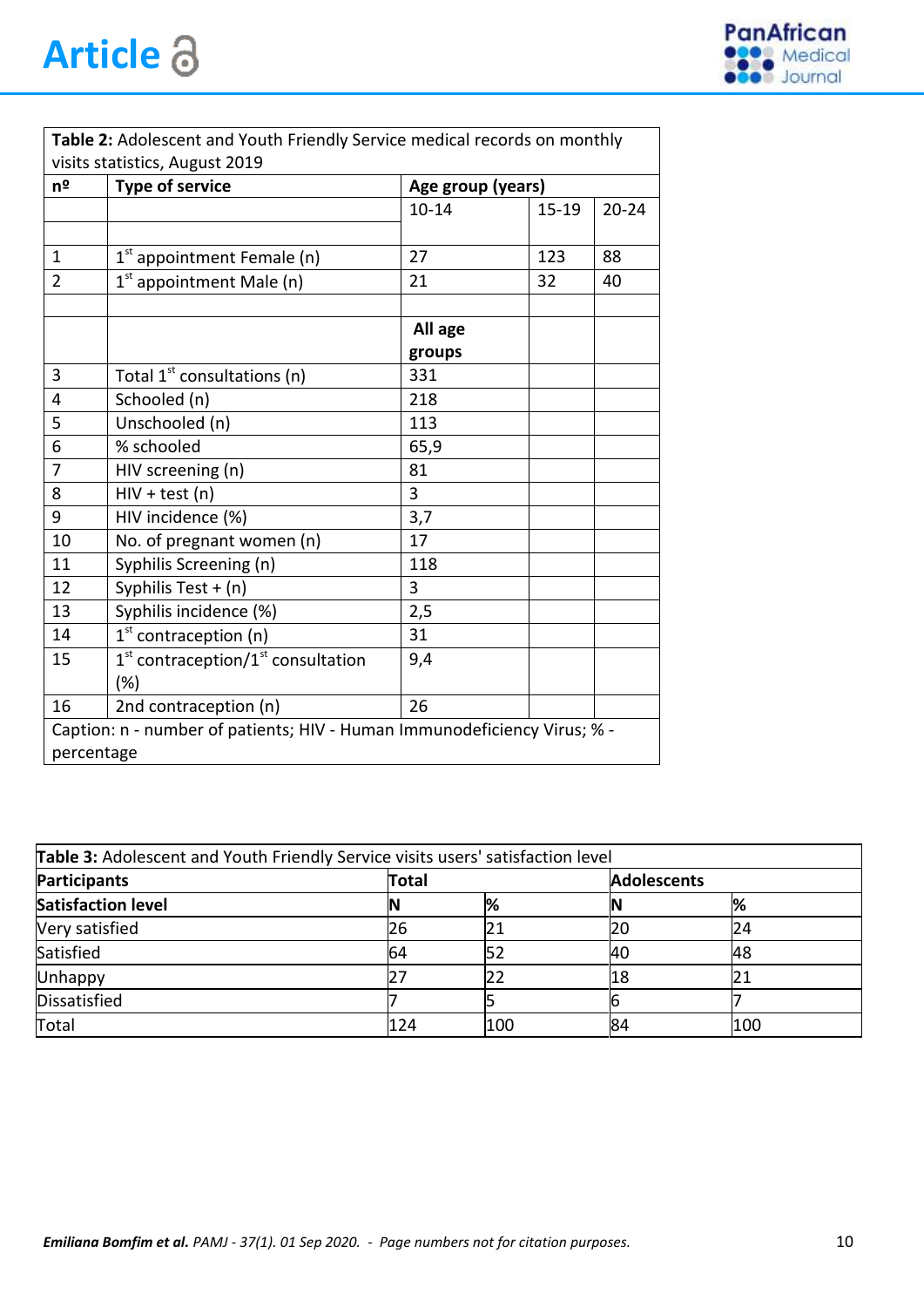**Table 2:** Adolescent and Youth Friendly Service medical records on monthly visits statistics, August 2019

| nº | Type of service | Age group (years) | | |
|---|---|---|---|---|
| | | 10-14 | 15-19 | 20-24 |
| | | | | |
| 1 | 1st appointment Female (n) | 27 | 123 | 88 |
| 2 | 1st appointment Male (n) | 21 | 32 | 40 |
| | | | | |
| | | **All age groups** | | |
| 3 | Total 1st consultations (n) | 331 | | |
| 4 | Schooled (n) | 218 | | |
| 5 | Unschooled (n) | 113 | | |
| 6 | % schooled | 65,9 | | |
| 7 | HIV screening (n) | 81 | | |
| 8 | HIV + test (n) | 3 | | |
| 9 | HIV incidence (%) | 3,7 | | |
| 10 | No. of pregnant women (n) | 17 | | |
| 11 | Syphilis Screening (n) | 118 | | |
| 12 | Syphilis Test + (n) | 3 | | |
| 13 | Syphilis incidence (%) | 2,5 | | |
| 14 | 1st contraception (n) | 31 | | |
| 15 | 1st contraception/1st consultation (%) | 9,4 | | |
| 16 | 2nd contraception (n) | 26 | | |

Caption: n - number of patients; HIV - Human Immunodeficiency Virus; % - percentage

**Table 3:** Adolescent and Youth Friendly Service visits users' satisfaction level

| Participants | Total | | Adolescents | |
|---|---|---|---|---|
| **Satisfaction level** | **N** | **%** | **N** | **%** |
| Very satisfied | 26 | 21 | 20 | 24 |
| Satisfied | 64 | 52 | 40 | 48 |
| Unhappy | 27 | 22 | 18 | 21 |
| Dissatisfied | 7 | 5 | 6 | 7 |
| Total | 124 | 100 | 84 | 100 |